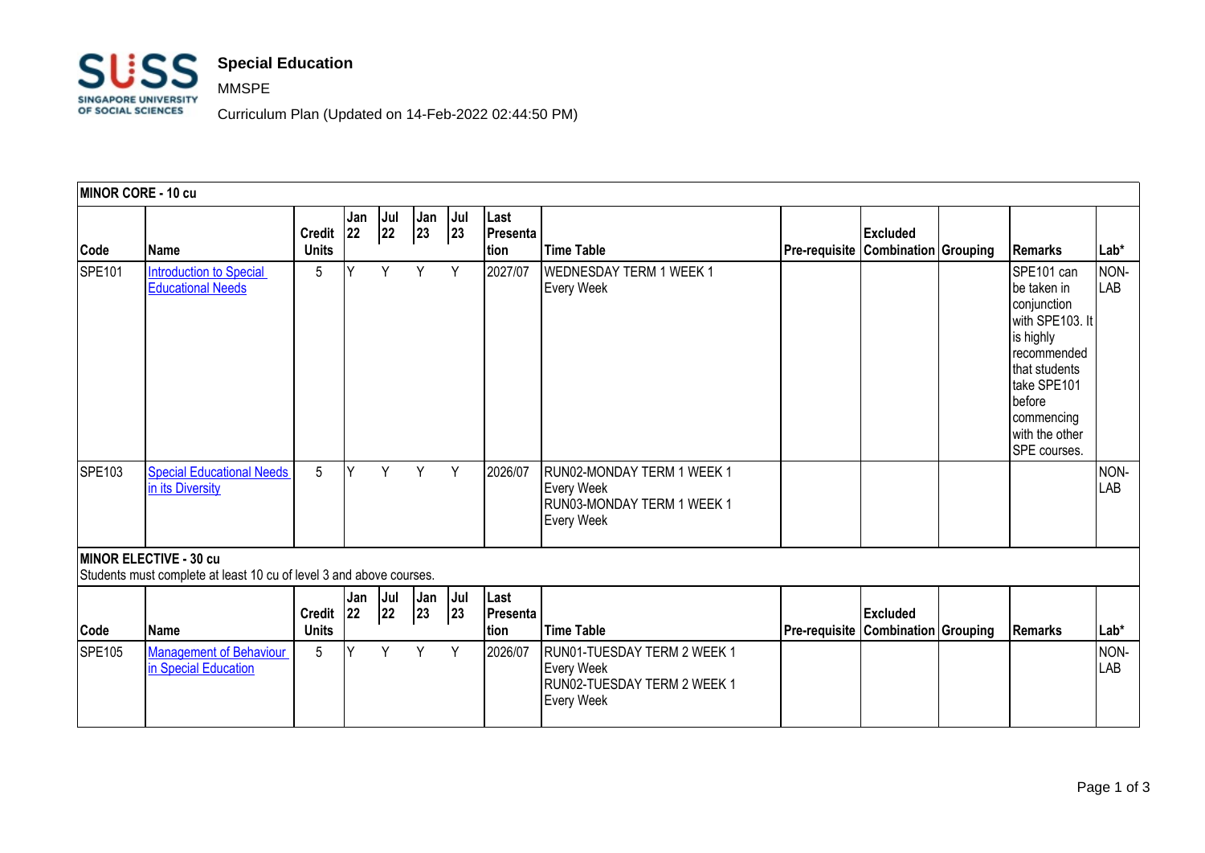# Special Education

MMSPE

Curriculum Plan (Updated on 14-Feb-2022 02:44:50 PM)

**MINOR CORE - 10 cu**

| Code | Name | Credit Units | Jan 22 | Jul 22 | Jan 23 | Jul 23 | Last Presentation | Time Table | Pre-requisite | Excluded Combination | Grouping | Remarks | Lab* |
|---|---|---|---|---|---|---|---|---|---|---|---|---|---|
| SPE101 | Introduction to Special Educational Needs | 5 | Y | Y | Y | Y | 2027/07 | WEDNESDAY TERM 1 WEEK 1 Every Week | | | | SPE101 can be taken in conjunction with SPE103. It is highly recommended that students take SPE101 before commencing with the other SPE courses. | NON-LAB |
| SPE103 | Special Educational Needs in its Diversity | 5 | Y | Y | Y | Y | 2026/07 | RUN02-MONDAY TERM 1 WEEK 1 Every Week RUN03-MONDAY TERM 1 WEEK 1 Every Week | | | | | NON-LAB |

**MINOR ELECTIVE - 30 cu**

Students must complete at least 10 cu of level 3 and above courses.

| Code | Name | Credit Units | Jan 22 | Jul 22 | Jan 23 | Jul 23 | Last Presentation | Time Table | Pre-requisite | Excluded Combination | Grouping | Remarks | Lab* |
|---|---|---|---|---|---|---|---|---|---|---|---|---|---|
| SPE105 | Management of Behaviour in Special Education | 5 | Y | Y | Y | Y | 2026/07 | RUN01-TUESDAY TERM 2 WEEK 1 Every Week RUN02-TUESDAY TERM 2 WEEK 1 Every Week | | | | | NON-LAB |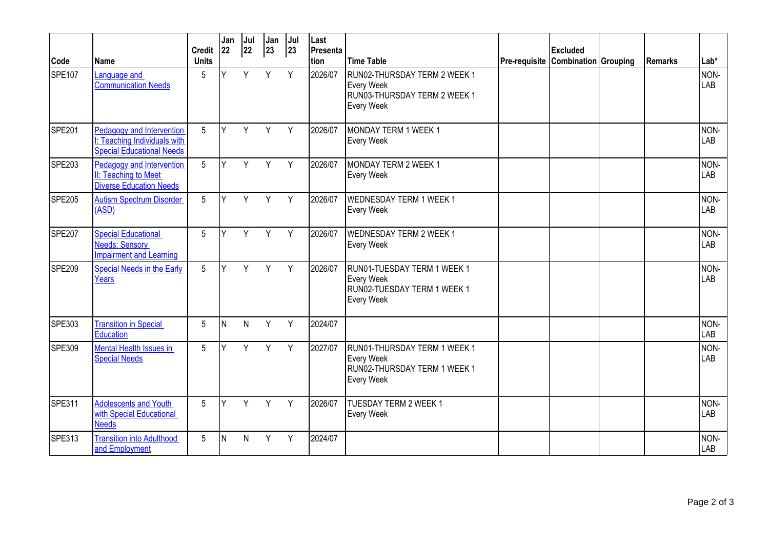| Code | Name | Credit Units | Jan 22 | Jul 22 | Jan 23 | Jul 23 | Last Presentation | Time Table | Pre-requisite | Excluded Combination | Grouping | Remarks | Lab* |
|---|---|---|---|---|---|---|---|---|---|---|---|---|---|
| SPE107 | Language and Communication Needs | 5 | Y | Y | Y | Y | 2026/07 | RUN02-THURSDAY TERM 2 WEEK 1 Every Week RUN03-THURSDAY TERM 2 WEEK 1 Every Week | | | | | NON-LAB |
| SPE201 | Pedagogy and Intervention I: Teaching Individuals with Special Educational Needs | 5 | Y | Y | Y | Y | 2026/07 | MONDAY TERM 1 WEEK 1 Every Week | | | | | NON-LAB |
| SPE203 | Pedagogy and Intervention II: Teaching to Meet Diverse Education Needs | 5 | Y | Y | Y | Y | 2026/07 | MONDAY TERM 2 WEEK 1 Every Week | | | | | NON-LAB |
| SPE205 | Autism Spectrum Disorder (ASD) | 5 | Y | Y | Y | Y | 2026/07 | WEDNESDAY TERM 1 WEEK 1 Every Week | | | | | NON-LAB |
| SPE207 | Special Educational Needs: Sensory Impairment and Learning | 5 | Y | Y | Y | Y | 2026/07 | WEDNESDAY TERM 2 WEEK 1 Every Week | | | | | NON-LAB |
| SPE209 | Special Needs in the Early Years | 5 | Y | Y | Y | Y | 2026/07 | RUN01-TUESDAY TERM 1 WEEK 1 Every Week RUN02-TUESDAY TERM 1 WEEK 1 Every Week | | | | | NON-LAB |
| SPE303 | Transition in Special Education | 5 | N | N | Y | Y | 2024/07 | | | | | | NON-LAB |
| SPE309 | Mental Health Issues in Special Needs | 5 | Y | Y | Y | Y | 2027/07 | RUN01-THURSDAY TERM 1 WEEK 1 Every Week RUN02-THURSDAY TERM 1 WEEK 1 Every Week | | | | | NON-LAB |
| SPE311 | Adolescents and Youth with Special Educational Needs | 5 | Y | Y | Y | Y | 2026/07 | TUESDAY TERM 2 WEEK 1 Every Week | | | | | NON-LAB |
| SPE313 | Transition into Adulthood and Employment | 5 | N | N | Y | Y | 2024/07 | | | | | | NON-LAB |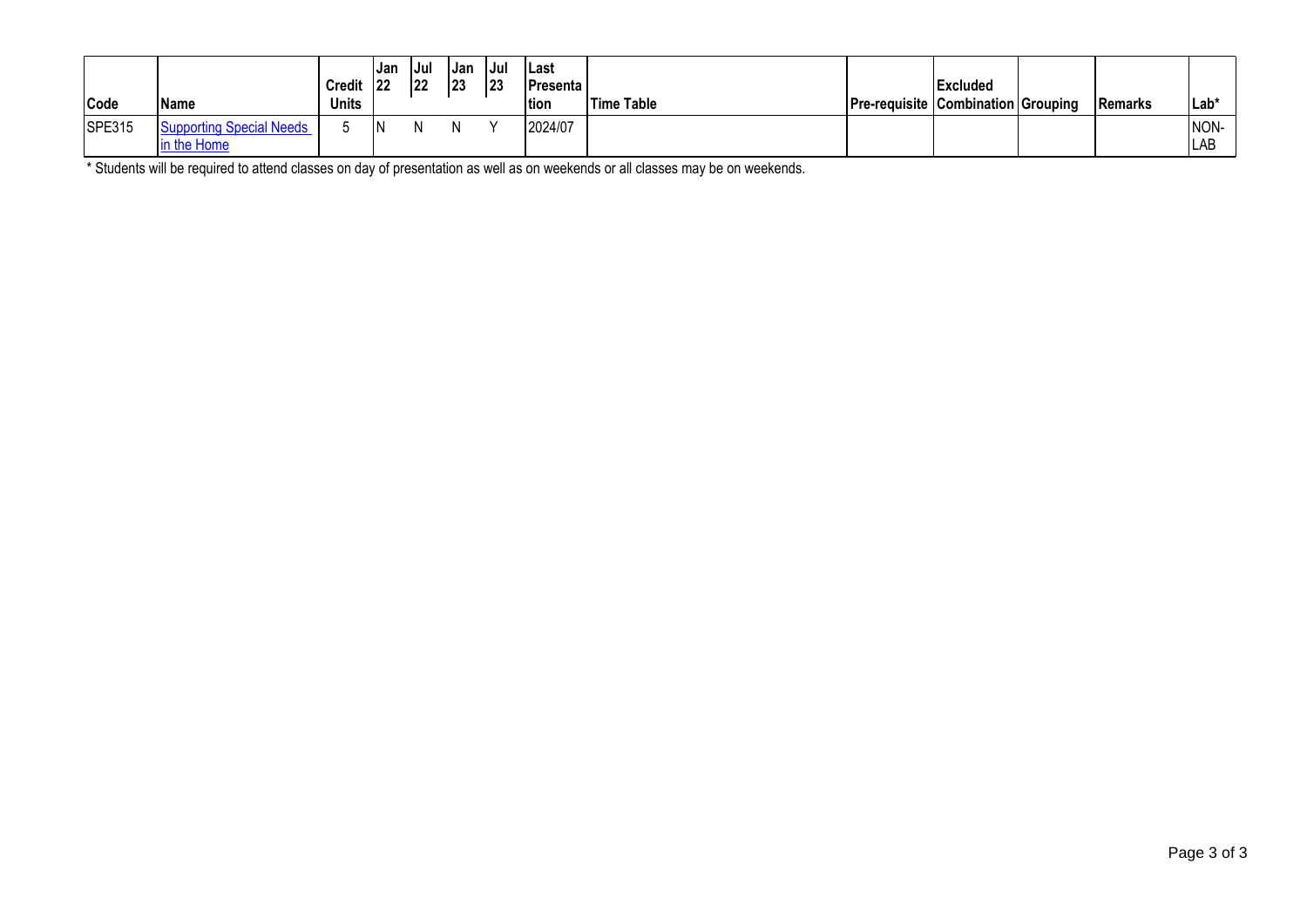| Code | Name | Credit Units | Jan 22 | Jul 22 | Jan 23 | Jul 23 | Last Presentation | Time Table | Pre-requisite | Excluded Combination | Grouping | Remarks | Lab* |
|---|---|---|---|---|---|---|---|---|---|---|---|---|---|
| SPE315 | Supporting Special Needs in the Home | 5 | N | N | N | Y | 2024/07 | | | | | | NON-LAB |

* Students will be required to attend classes on day of presentation as well as on weekends or all classes may be on weekends.